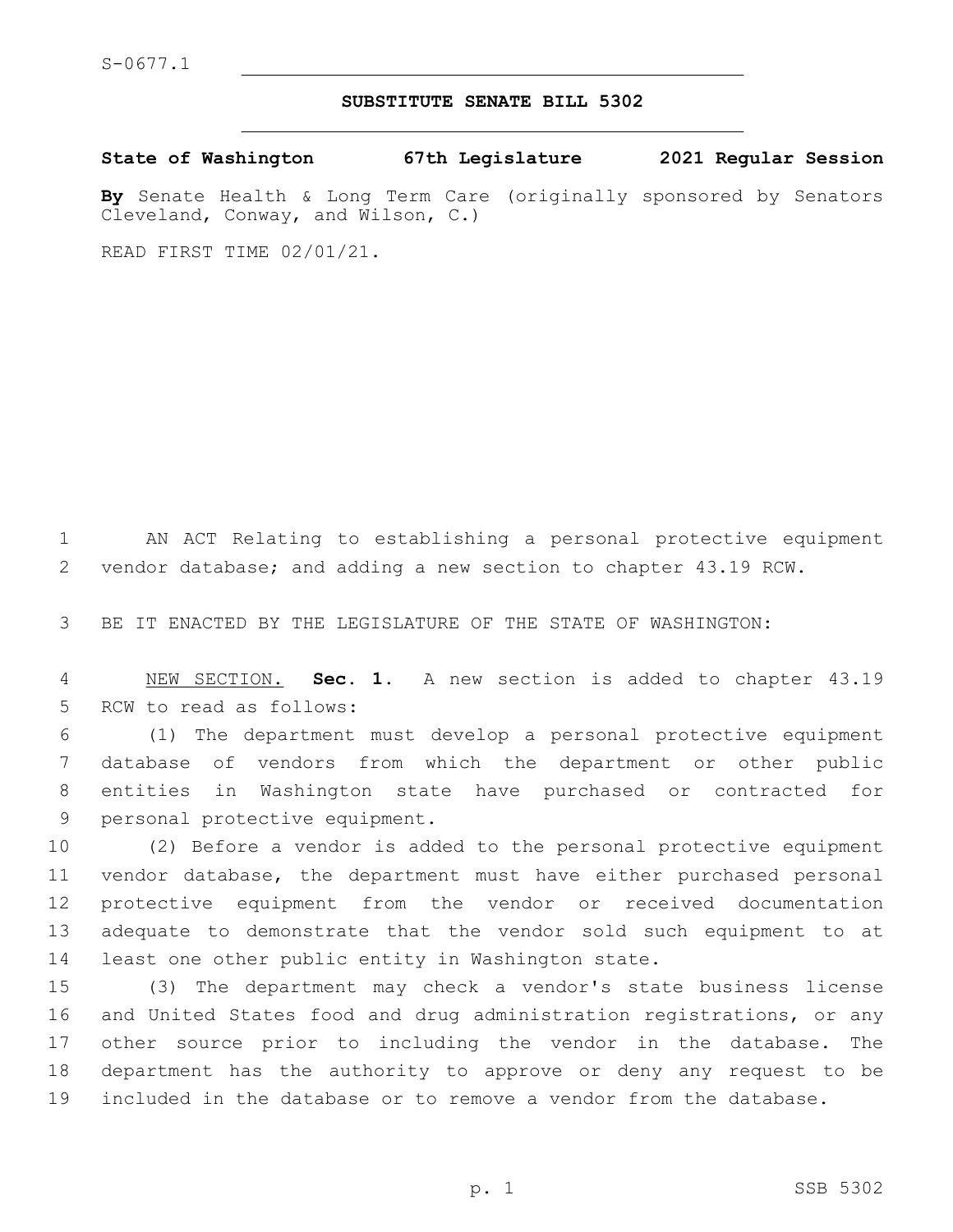S-0677.1

# SUBSTITUTE SENATE BILL 5302

**State of Washington 67th Legislature 2021 Regular Session**

**By** Senate Health & Long Term Care (originally sponsored by Senators Cleveland, Conway, and Wilson, C.)

READ FIRST TIME 02/01/21.

AN ACT Relating to establishing a personal protective equipment vendor database; and adding a new section to chapter 43.19 RCW.

BE IT ENACTED BY THE LEGISLATURE OF THE STATE OF WASHINGTON:

NEW SECTION. **Sec. 1.** A new section is added to chapter 43.19 RCW to read as follows:

(1) The department must develop a personal protective equipment database of vendors from which the department or other public entities in Washington state have purchased or contracted for personal protective equipment.

(2) Before a vendor is added to the personal protective equipment vendor database, the department must have either purchased personal protective equipment from the vendor or received documentation adequate to demonstrate that the vendor sold such equipment to at least one other public entity in Washington state.

(3) The department may check a vendor's state business license and United States food and drug administration registrations, or any other source prior to including the vendor in the database. The department has the authority to approve or deny any request to be included in the database or to remove a vendor from the database.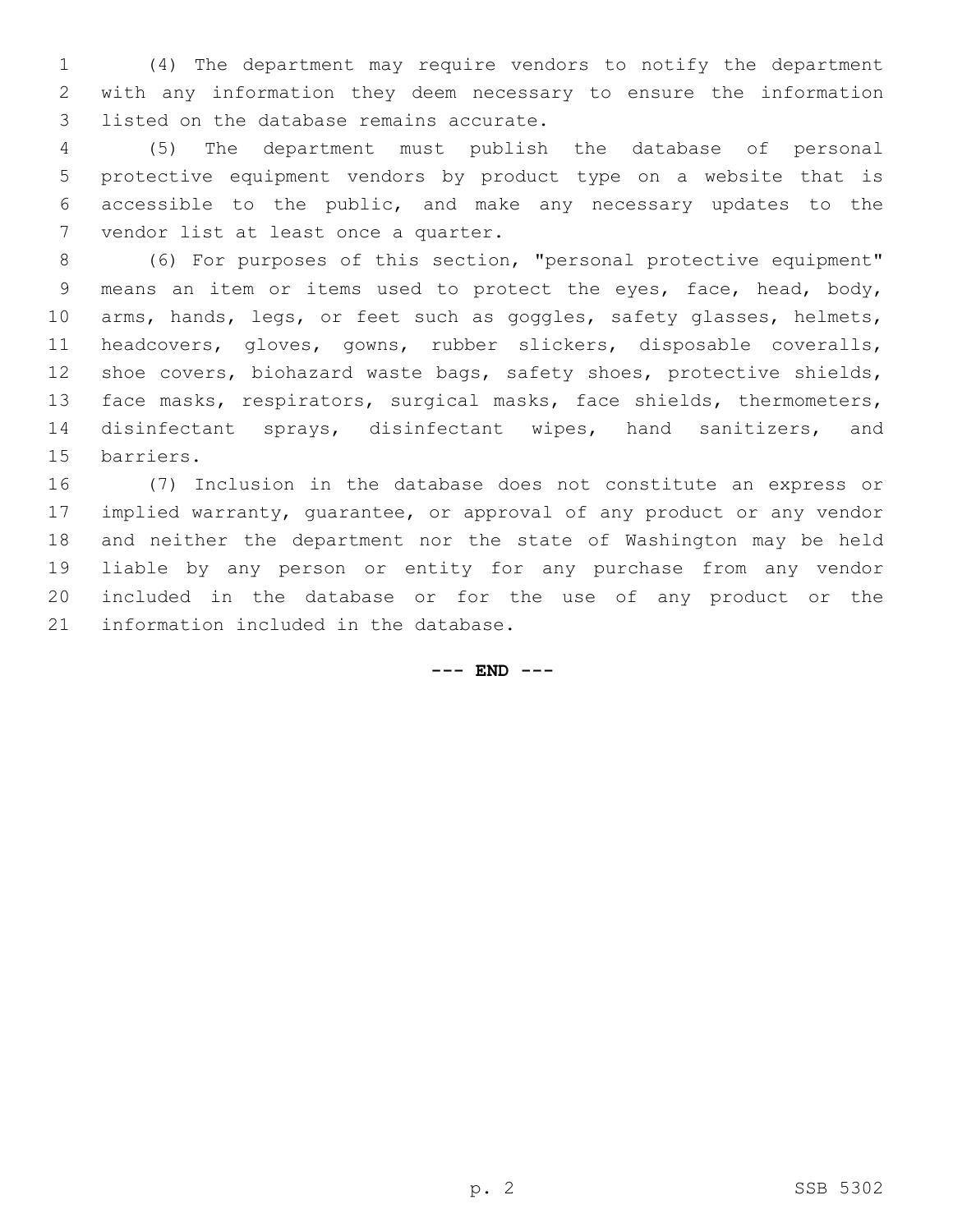(4) The department may require vendors to notify the department with any information they deem necessary to ensure the information listed on the database remains accurate.

(5) The department must publish the database of personal protective equipment vendors by product type on a website that is accessible to the public, and make any necessary updates to the vendor list at least once a quarter.

(6) For purposes of this section, "personal protective equipment" means an item or items used to protect the eyes, face, head, body, arms, hands, legs, or feet such as goggles, safety glasses, helmets, headcovers, gloves, gowns, rubber slickers, disposable coveralls, shoe covers, biohazard waste bags, safety shoes, protective shields, face masks, respirators, surgical masks, face shields, thermometers, disinfectant sprays, disinfectant wipes, hand sanitizers, and barriers.

(7) Inclusion in the database does not constitute an express or implied warranty, guarantee, or approval of any product or any vendor and neither the department nor the state of Washington may be held liable by any person or entity for any purchase from any vendor included in the database or for the use of any product or the information included in the database.

**--- END ---**